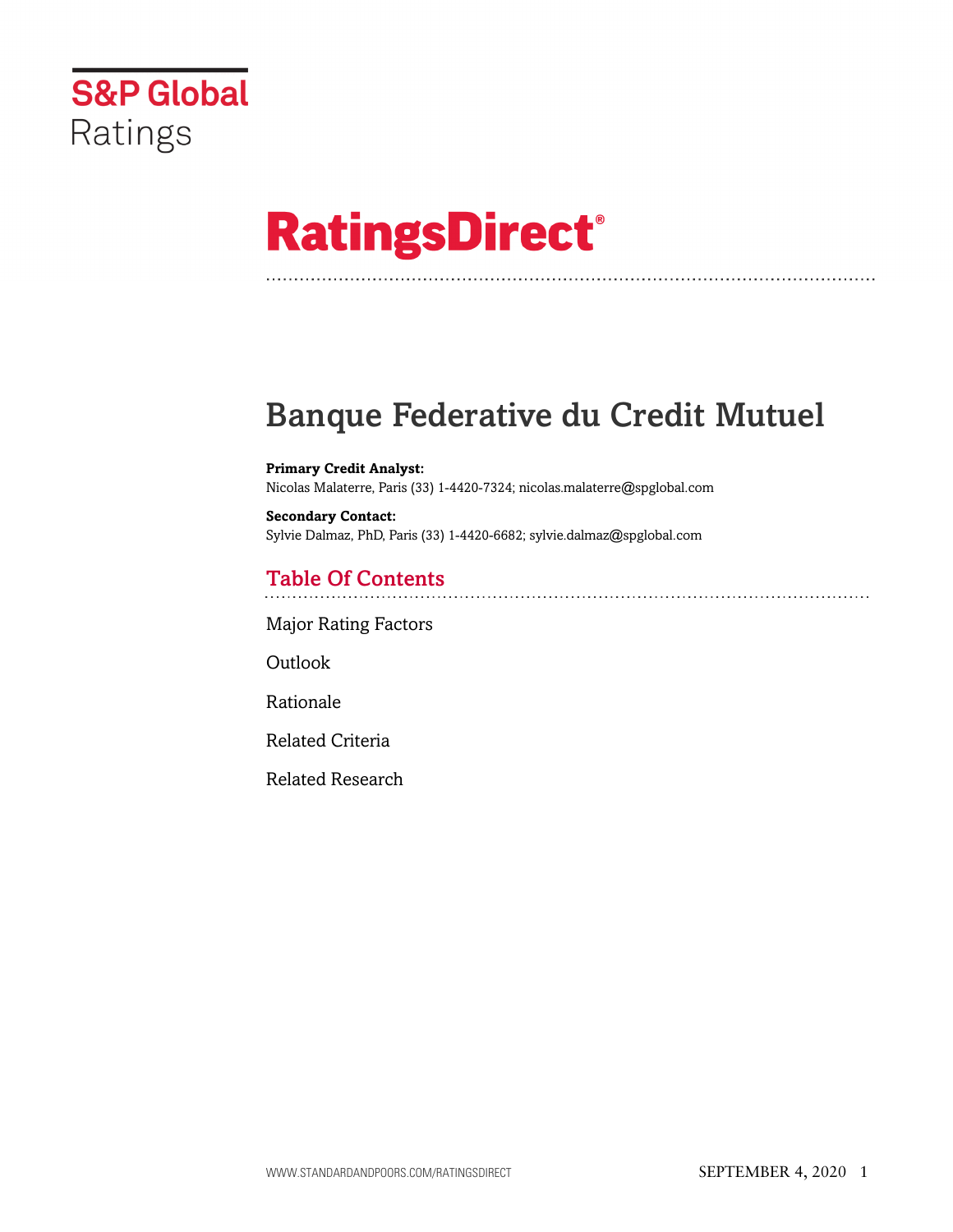S&P Global Ratings

# RatingsDirect®

# Banque Federative du Credit Mutuel

**Primary Credit Analyst:**
Nicolas Malaterre, Paris (33) 1-4420-7324; nicolas.malaterre@spglobal.com

**Secondary Contact:**
Sylvie Dalmaz, PhD, Paris (33) 1-4420-6682; sylvie.dalmaz@spglobal.com

## Table Of Contents

Major Rating Factors

Outlook

Rationale

Related Criteria

Related Research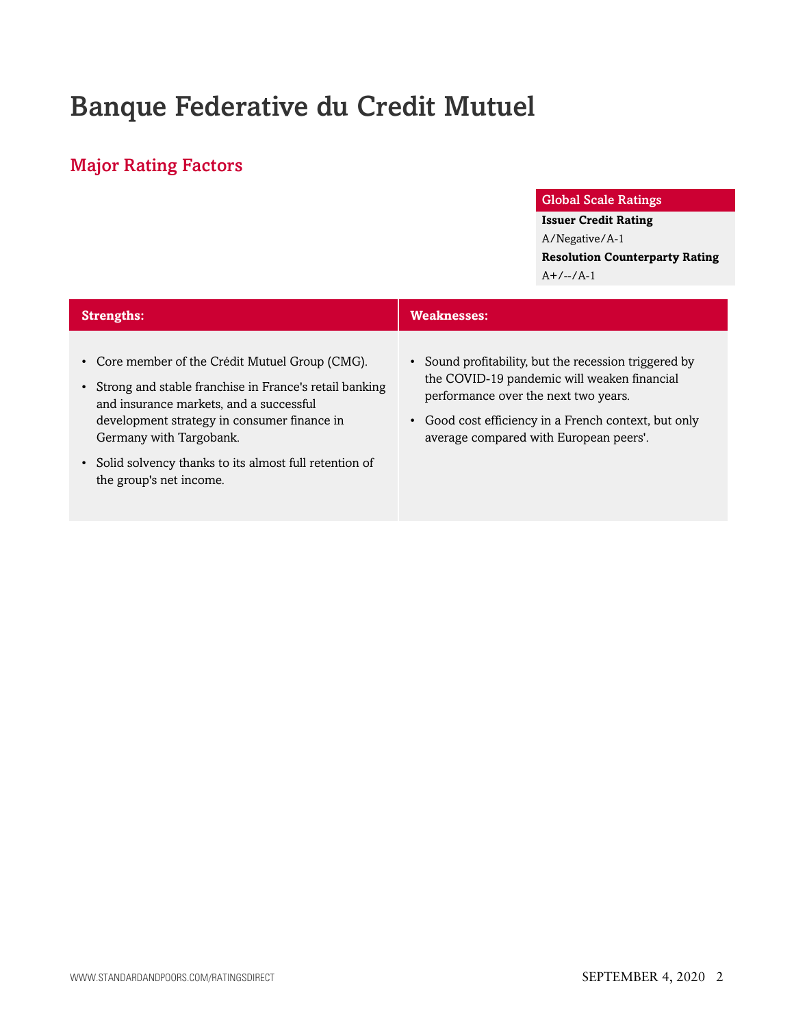# Banque Federative du Credit Mutuel

## Major Rating Factors

| Global Scale Ratings |
| --- |
| **Issuer Credit Rating** |
| A/Negative/A-1 |
| **Resolution Counterparty Rating** |
| A+/--/A-1 |

| Strengths: | Weaknesses: |
| --- | --- |
| • Core member of the Crédit Mutuel Group (CMG).<br>• Strong and stable franchise in France's retail banking and insurance markets, and a successful development strategy in consumer finance in Germany with Targobank.<br>• Solid solvency thanks to its almost full retention of the group's net income. | • Sound profitability, but the recession triggered by the COVID-19 pandemic will weaken financial performance over the next two years.<br>• Good cost efficiency in a French context, but only average compared with European peers'. |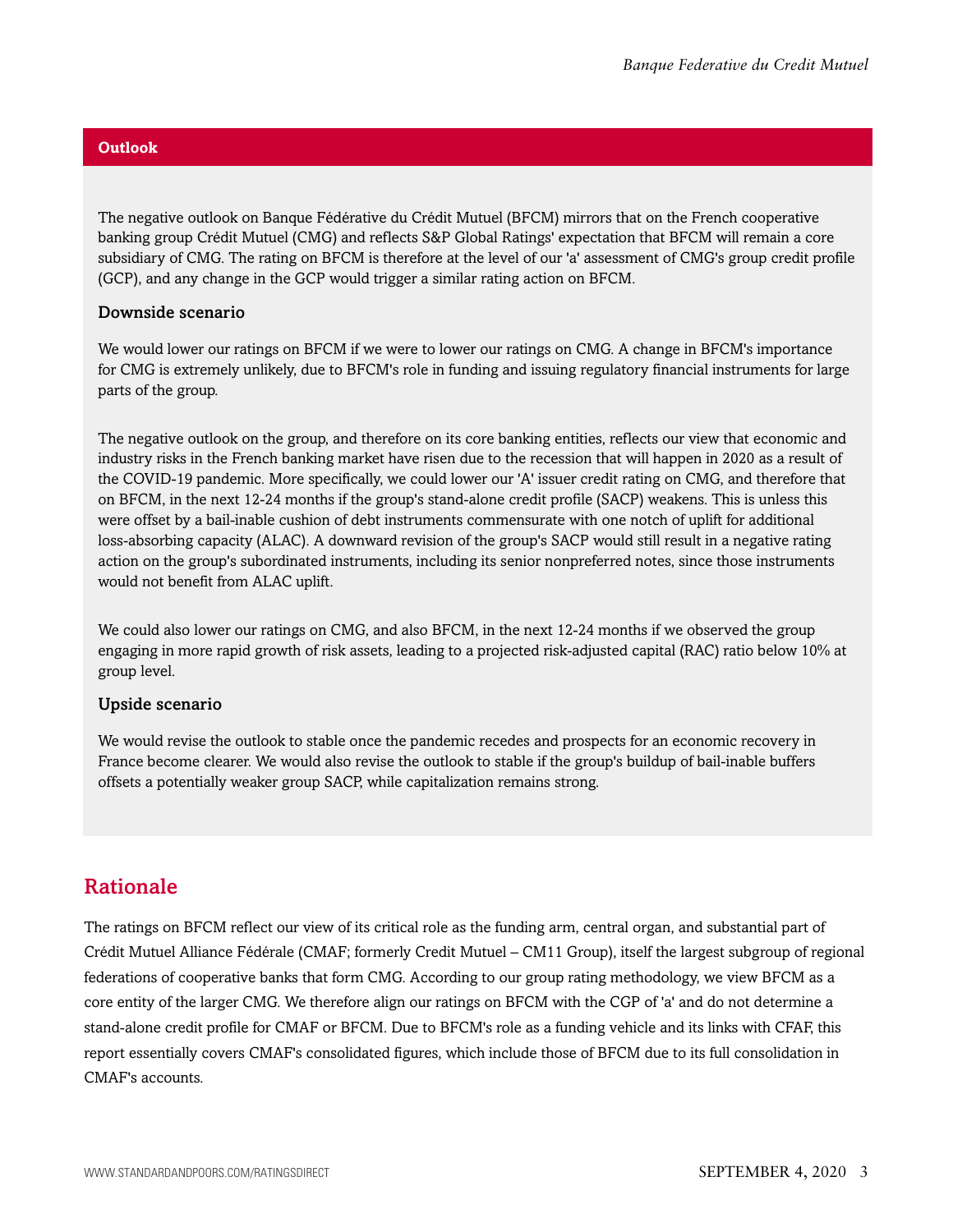## Outlook

The negative outlook on Banque Fédérative du Crédit Mutuel (BFCM) mirrors that on the French cooperative banking group Crédit Mutuel (CMG) and reflects S&P Global Ratings' expectation that BFCM will remain a core subsidiary of CMG. The rating on BFCM is therefore at the level of our 'a' assessment of CMG's group credit profile (GCP), and any change in the GCP would trigger a similar rating action on BFCM.

### Downside scenario

We would lower our ratings on BFCM if we were to lower our ratings on CMG. A change in BFCM's importance for CMG is extremely unlikely, due to BFCM's role in funding and issuing regulatory financial instruments for large parts of the group.

The negative outlook on the group, and therefore on its core banking entities, reflects our view that economic and industry risks in the French banking market have risen due to the recession that will happen in 2020 as a result of the COVID-19 pandemic. More specifically, we could lower our 'A' issuer credit rating on CMG, and therefore that on BFCM, in the next 12-24 months if the group's stand-alone credit profile (SACP) weakens. This is unless this were offset by a bail-inable cushion of debt instruments commensurate with one notch of uplift for additional loss-absorbing capacity (ALAC). A downward revision of the group's SACP would still result in a negative rating action on the group's subordinated instruments, including its senior nonpreferred notes, since those instruments would not benefit from ALAC uplift.

We could also lower our ratings on CMG, and also BFCM, in the next 12-24 months if we observed the group engaging in more rapid growth of risk assets, leading to a projected risk-adjusted capital (RAC) ratio below 10% at group level.

### Upside scenario

We would revise the outlook to stable once the pandemic recedes and prospects for an economic recovery in France become clearer. We would also revise the outlook to stable if the group's buildup of bail-inable buffers offsets a potentially weaker group SACP, while capitalization remains strong.

## Rationale

The ratings on BFCM reflect our view of its critical role as the funding arm, central organ, and substantial part of Crédit Mutuel Alliance Fédérale (CMAF; formerly Credit Mutuel – CM11 Group), itself the largest subgroup of regional federations of cooperative banks that form CMG. According to our group rating methodology, we view BFCM as a core entity of the larger CMG. We therefore align our ratings on BFCM with the CGP of 'a' and do not determine a stand-alone credit profile for CMAF or BFCM. Due to BFCM's role as a funding vehicle and its links with CFAF, this report essentially covers CMAF's consolidated figures, which include those of BFCM due to its full consolidation in CMAF's accounts.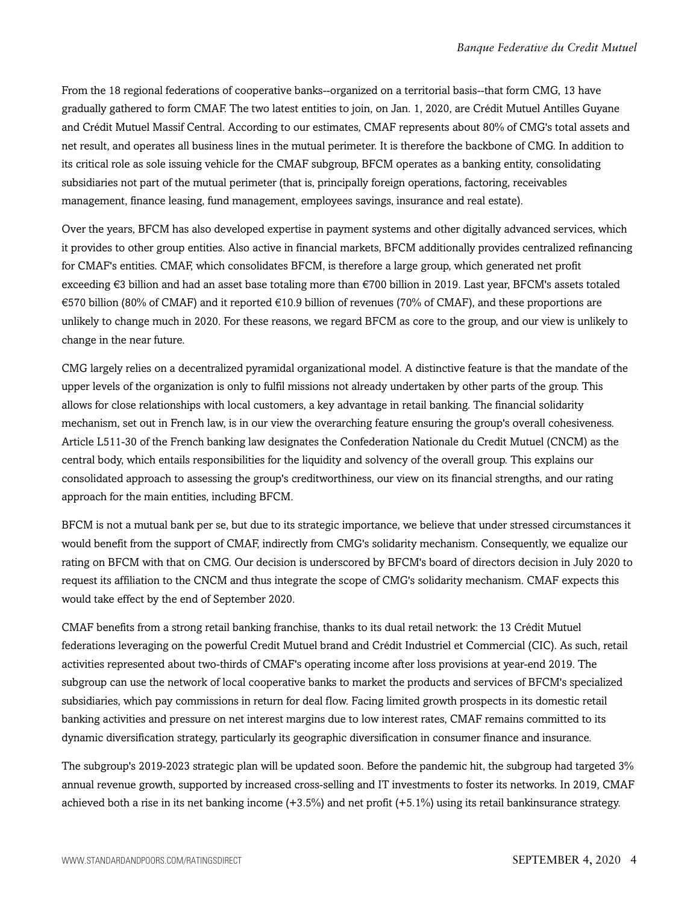From the 18 regional federations of cooperative banks--organized on a territorial basis--that form CMG, 13 have gradually gathered to form CMAF. The two latest entities to join, on Jan. 1, 2020, are Crédit Mutuel Antilles Guyane and Crédit Mutuel Massif Central. According to our estimates, CMAF represents about 80% of CMG's total assets and net result, and operates all business lines in the mutual perimeter. It is therefore the backbone of CMG. In addition to its critical role as sole issuing vehicle for the CMAF subgroup, BFCM operates as a banking entity, consolidating subsidiaries not part of the mutual perimeter (that is, principally foreign operations, factoring, receivables management, finance leasing, fund management, employees savings, insurance and real estate).

Over the years, BFCM has also developed expertise in payment systems and other digitally advanced services, which it provides to other group entities. Also active in financial markets, BFCM additionally provides centralized refinancing for CMAF's entities. CMAF, which consolidates BFCM, is therefore a large group, which generated net profit exceeding €3 billion and had an asset base totaling more than €700 billion in 2019. Last year, BFCM's assets totaled €570 billion (80% of CMAF) and it reported €10.9 billion of revenues (70% of CMAF), and these proportions are unlikely to change much in 2020. For these reasons, we regard BFCM as core to the group, and our view is unlikely to change in the near future.

CMG largely relies on a decentralized pyramidal organizational model. A distinctive feature is that the mandate of the upper levels of the organization is only to fulfil missions not already undertaken by other parts of the group. This allows for close relationships with local customers, a key advantage in retail banking. The financial solidarity mechanism, set out in French law, is in our view the overarching feature ensuring the group's overall cohesiveness. Article L511-30 of the French banking law designates the Confederation Nationale du Credit Mutuel (CNCM) as the central body, which entails responsibilities for the liquidity and solvency of the overall group. This explains our consolidated approach to assessing the group's creditworthiness, our view on its financial strengths, and our rating approach for the main entities, including BFCM.

BFCM is not a mutual bank per se, but due to its strategic importance, we believe that under stressed circumstances it would benefit from the support of CMAF, indirectly from CMG's solidarity mechanism. Consequently, we equalize our rating on BFCM with that on CMG. Our decision is underscored by BFCM's board of directors decision in July 2020 to request its affiliation to the CNCM and thus integrate the scope of CMG's solidarity mechanism. CMAF expects this would take effect by the end of September 2020.

CMAF benefits from a strong retail banking franchise, thanks to its dual retail network: the 13 Crédit Mutuel federations leveraging on the powerful Credit Mutuel brand and Crédit Industriel et Commercial (CIC). As such, retail activities represented about two-thirds of CMAF's operating income after loss provisions at year-end 2019. The subgroup can use the network of local cooperative banks to market the products and services of BFCM's specialized subsidiaries, which pay commissions in return for deal flow. Facing limited growth prospects in its domestic retail banking activities and pressure on net interest margins due to low interest rates, CMAF remains committed to its dynamic diversification strategy, particularly its geographic diversification in consumer finance and insurance.

The subgroup's 2019-2023 strategic plan will be updated soon. Before the pandemic hit, the subgroup had targeted 3% annual revenue growth, supported by increased cross-selling and IT investments to foster its networks. In 2019, CMAF achieved both a rise in its net banking income (+3.5%) and net profit (+5.1%) using its retail bankinsurance strategy.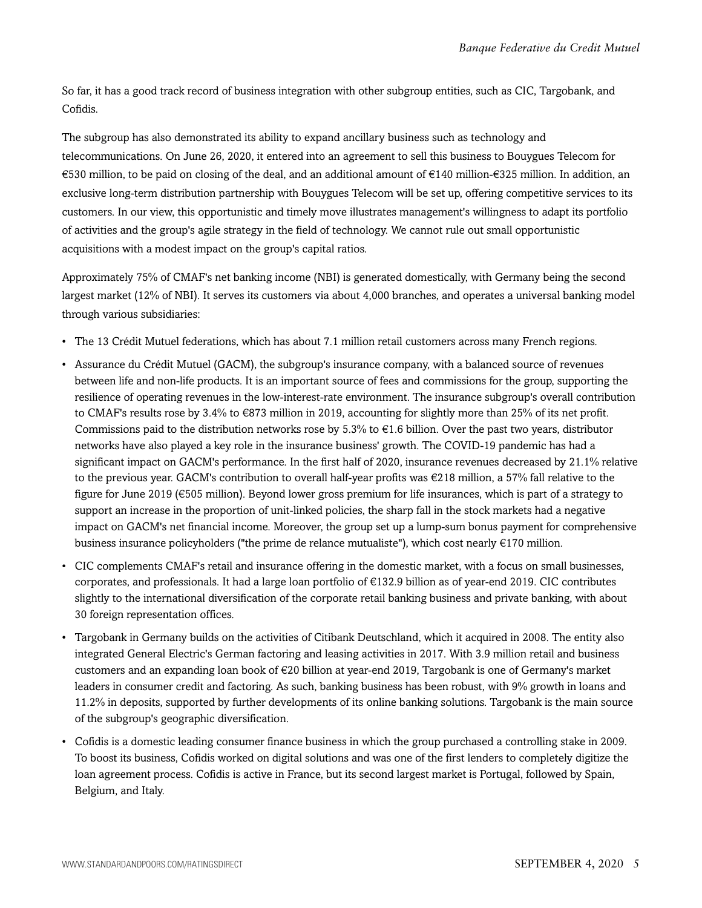So far, it has a good track record of business integration with other subgroup entities, such as CIC, Targobank, and Cofidis.

The subgroup has also demonstrated its ability to expand ancillary business such as technology and telecommunications. On June 26, 2020, it entered into an agreement to sell this business to Bouygues Telecom for €530 million, to be paid on closing of the deal, and an additional amount of €140 million-€325 million. In addition, an exclusive long-term distribution partnership with Bouygues Telecom will be set up, offering competitive services to its customers. In our view, this opportunistic and timely move illustrates management's willingness to adapt its portfolio of activities and the group's agile strategy in the field of technology. We cannot rule out small opportunistic acquisitions with a modest impact on the group's capital ratios.

Approximately 75% of CMAF's net banking income (NBI) is generated domestically, with Germany being the second largest market (12% of NBI). It serves its customers via about 4,000 branches, and operates a universal banking model through various subsidiaries:

- The 13 Crédit Mutuel federations, which has about 7.1 million retail customers across many French regions.
- Assurance du Crédit Mutuel (GACM), the subgroup's insurance company, with a balanced source of revenues between life and non-life products. It is an important source of fees and commissions for the group, supporting the resilience of operating revenues in the low-interest-rate environment. The insurance subgroup's overall contribution to CMAF's results rose by 3.4% to €873 million in 2019, accounting for slightly more than 25% of its net profit. Commissions paid to the distribution networks rose by 5.3% to €1.6 billion. Over the past two years, distributor networks have also played a key role in the insurance business' growth. The COVID-19 pandemic has had a significant impact on GACM's performance. In the first half of 2020, insurance revenues decreased by 21.1% relative to the previous year. GACM's contribution to overall half-year profits was €218 million, a 57% fall relative to the figure for June 2019 (€505 million). Beyond lower gross premium for life insurances, which is part of a strategy to support an increase in the proportion of unit-linked policies, the sharp fall in the stock markets had a negative impact on GACM's net financial income. Moreover, the group set up a lump-sum bonus payment for comprehensive business insurance policyholders ("the prime de relance mutualiste"), which cost nearly €170 million.
- CIC complements CMAF's retail and insurance offering in the domestic market, with a focus on small businesses, corporates, and professionals. It had a large loan portfolio of €132.9 billion as of year-end 2019. CIC contributes slightly to the international diversification of the corporate retail banking business and private banking, with about 30 foreign representation offices.
- Targobank in Germany builds on the activities of Citibank Deutschland, which it acquired in 2008. The entity also integrated General Electric's German factoring and leasing activities in 2017. With 3.9 million retail and business customers and an expanding loan book of €20 billion at year-end 2019, Targobank is one of Germany's market leaders in consumer credit and factoring. As such, banking business has been robust, with 9% growth in loans and 11.2% in deposits, supported by further developments of its online banking solutions. Targobank is the main source of the subgroup's geographic diversification.
- Cofidis is a domestic leading consumer finance business in which the group purchased a controlling stake in 2009. To boost its business, Cofidis worked on digital solutions and was one of the first lenders to completely digitize the loan agreement process. Cofidis is active in France, but its second largest market is Portugal, followed by Spain, Belgium, and Italy.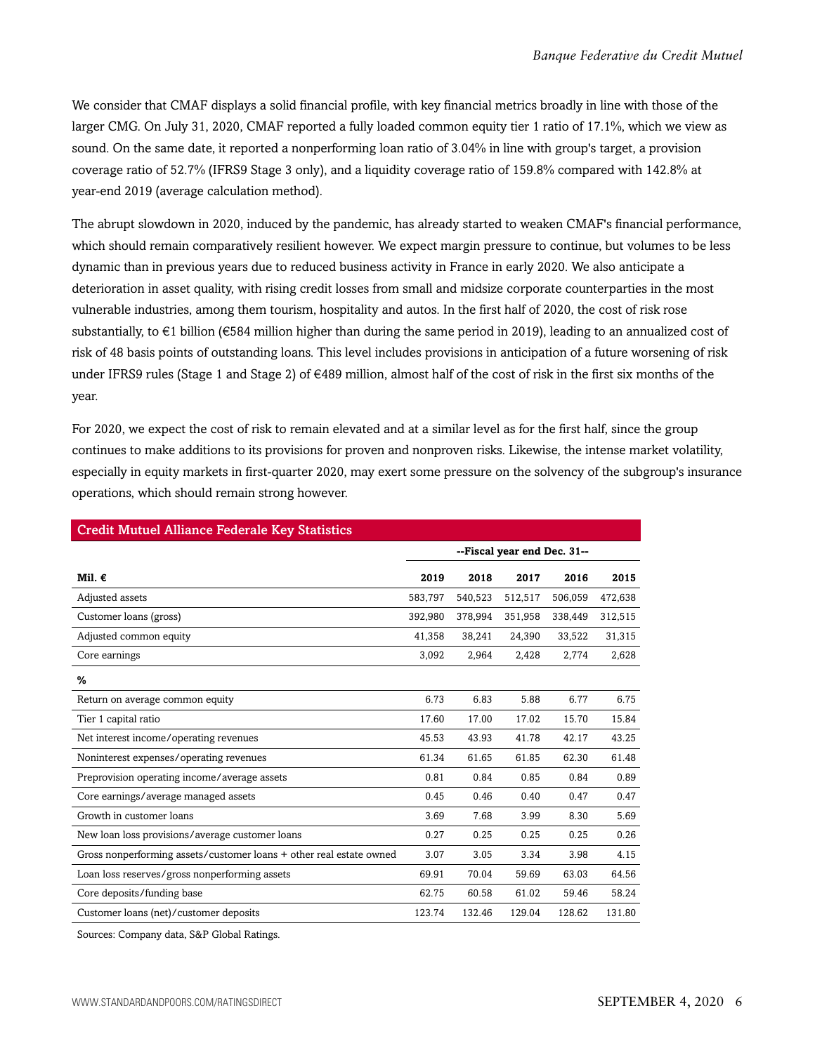We consider that CMAF displays a solid financial profile, with key financial metrics broadly in line with those of the larger CMG. On July 31, 2020, CMAF reported a fully loaded common equity tier 1 ratio of 17.1%, which we view as sound. On the same date, it reported a nonperforming loan ratio of 3.04% in line with group's target, a provision coverage ratio of 52.7% (IFRS9 Stage 3 only), and a liquidity coverage ratio of 159.8% compared with 142.8% at year-end 2019 (average calculation method).

The abrupt slowdown in 2020, induced by the pandemic, has already started to weaken CMAF's financial performance, which should remain comparatively resilient however. We expect margin pressure to continue, but volumes to be less dynamic than in previous years due to reduced business activity in France in early 2020. We also anticipate a deterioration in asset quality, with rising credit losses from small and midsize corporate counterparties in the most vulnerable industries, among them tourism, hospitality and autos. In the first half of 2020, the cost of risk rose substantially, to €1 billion (€584 million higher than during the same period in 2019), leading to an annualized cost of risk of 48 basis points of outstanding loans. This level includes provisions in anticipation of a future worsening of risk under IFRS9 rules (Stage 1 and Stage 2) of €489 million, almost half of the cost of risk in the first six months of the year.

For 2020, we expect the cost of risk to remain elevated and at a similar level as for the first half, since the group continues to make additions to its provisions for proven and nonproven risks. Likewise, the intense market volatility, especially in equity markets in first-quarter 2020, may exert some pressure on the solvency of the subgroup's insurance operations, which should remain strong however.

**Credit Mutuel Alliance Federale Key Statistics**

| | --Fiscal year end Dec. 31-- | | | | |
|---|---|---|---|---|---|
| **Mil. €** | **2019** | **2018** | **2017** | **2016** | **2015** |
| Adjusted assets | 583,797 | 540,523 | 512,517 | 506,059 | 472,638 |
| Customer loans (gross) | 392,980 | 378,994 | 351,958 | 338,449 | 312,515 |
| Adjusted common equity | 41,358 | 38,241 | 24,390 | 33,522 | 31,315 |
| Core earnings | 3,092 | 2,964 | 2,428 | 2,774 | 2,628 |
| **%** | | | | | |
| Return on average common equity | 6.73 | 6.83 | 5.88 | 6.77 | 6.75 |
| Tier 1 capital ratio | 17.60 | 17.00 | 17.02 | 15.70 | 15.84 |
| Net interest income/operating revenues | 45.53 | 43.93 | 41.78 | 42.17 | 43.25 |
| Noninterest expenses/operating revenues | 61.34 | 61.65 | 61.85 | 62.30 | 61.48 |
| Preprovision operating income/average assets | 0.81 | 0.84 | 0.85 | 0.84 | 0.89 |
| Core earnings/average managed assets | 0.45 | 0.46 | 0.40 | 0.47 | 0.47 |
| Growth in customer loans | 3.69 | 7.68 | 3.99 | 8.30 | 5.69 |
| New loan loss provisions/average customer loans | 0.27 | 0.25 | 0.25 | 0.25 | 0.26 |
| Gross nonperforming assets/customer loans + other real estate owned | 3.07 | 3.05 | 3.34 | 3.98 | 4.15 |
| Loan loss reserves/gross nonperforming assets | 69.91 | 70.04 | 59.69 | 63.03 | 64.56 |
| Core deposits/funding base | 62.75 | 60.58 | 61.02 | 59.46 | 58.24 |
| Customer loans (net)/customer deposits | 123.74 | 132.46 | 129.04 | 128.62 | 131.80 |

Sources: Company data, S&P Global Ratings.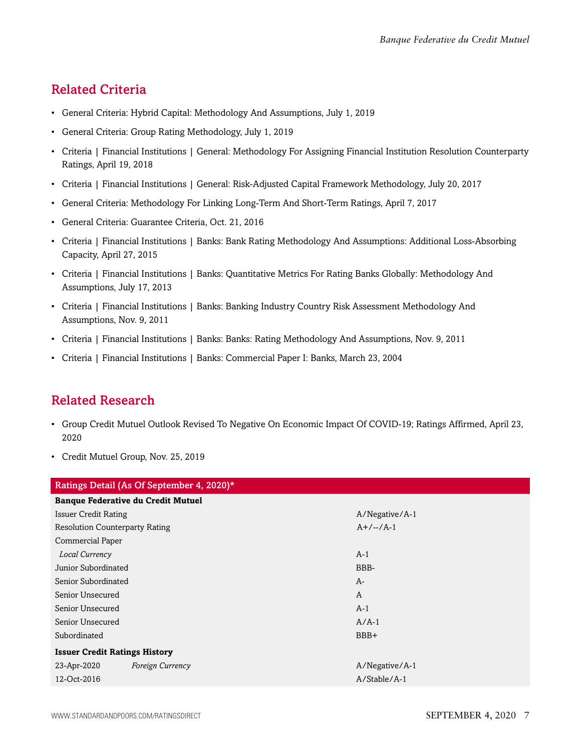## Related Criteria

- General Criteria: Hybrid Capital: Methodology And Assumptions, July 1, 2019
- General Criteria: Group Rating Methodology, July 1, 2019
- Criteria | Financial Institutions | General: Methodology For Assigning Financial Institution Resolution Counterparty Ratings, April 19, 2018
- Criteria | Financial Institutions | General: Risk-Adjusted Capital Framework Methodology, July 20, 2017
- General Criteria: Methodology For Linking Long-Term And Short-Term Ratings, April 7, 2017
- General Criteria: Guarantee Criteria, Oct. 21, 2016
- Criteria | Financial Institutions | Banks: Bank Rating Methodology And Assumptions: Additional Loss-Absorbing Capacity, April 27, 2015
- Criteria | Financial Institutions | Banks: Quantitative Metrics For Rating Banks Globally: Methodology And Assumptions, July 17, 2013
- Criteria | Financial Institutions | Banks: Banking Industry Country Risk Assessment Methodology And Assumptions, Nov. 9, 2011
- Criteria | Financial Institutions | Banks: Banks: Rating Methodology And Assumptions, Nov. 9, 2011
- Criteria | Financial Institutions | Banks: Commercial Paper I: Banks, March 23, 2004

## Related Research

- Group Credit Mutuel Outlook Revised To Negative On Economic Impact Of COVID-19; Ratings Affirmed, April 23, 2020
- Credit Mutuel Group, Nov. 25, 2019

| Ratings Detail (As Of September 4, 2020)* | | |
|---|---|---|
| **Banque Federative du Credit Mutuel** | | |
| Issuer Credit Rating | | A/Negative/A-1 |
| Resolution Counterparty Rating | | A+/--/A-1 |
| Commercial Paper | | |
| *Local Currency* | | A-1 |
| Junior Subordinated | | BBB- |
| Senior Subordinated | | A- |
| Senior Unsecured | | A |
| Senior Unsecured | | A-1 |
| Senior Unsecured | | A/A-1 |
| Subordinated | | BBB+ |
| **Issuer Credit Ratings History** | | |
| 23-Apr-2020 | *Foreign Currency* | A/Negative/A-1 |
| 12-Oct-2016 | | A/Stable/A-1 |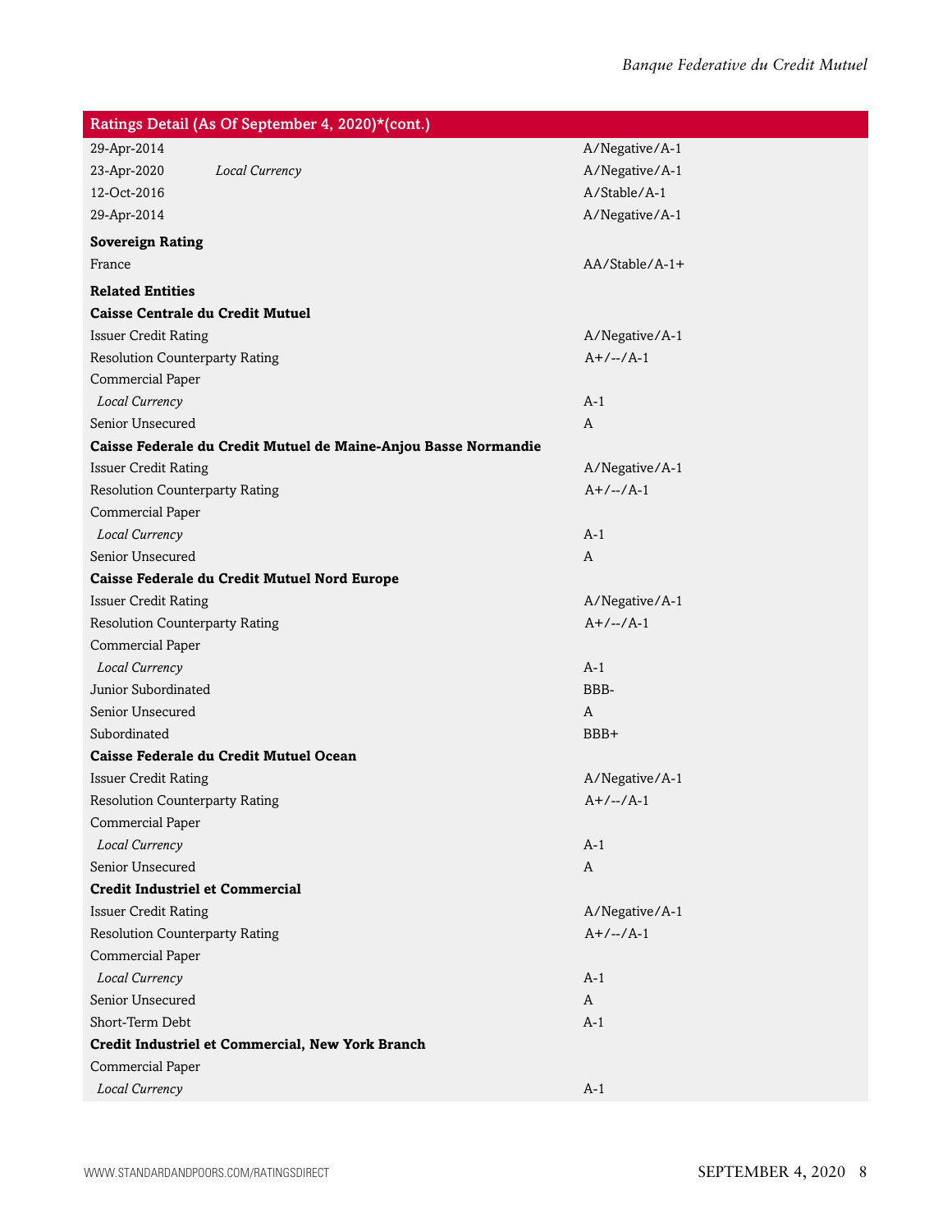| Ratings Detail (As Of September 4, 2020)*(cont.) | | |
|---|---|---|
| 29-Apr-2014 | | A/Negative/A-1 |
| 23-Apr-2020 | *Local Currency* | A/Negative/A-1 |
| 12-Oct-2016 | | A/Stable/A-1 |
| 29-Apr-2014 | | A/Negative/A-1 |
| **Sovereign Rating** | | |
| France | | AA/Stable/A-1+ |
| **Related Entities** | | |
| **Caisse Centrale du Credit Mutuel** | | |
| Issuer Credit Rating | | A/Negative/A-1 |
| Resolution Counterparty Rating | | A+/--/A-1 |
| Commercial Paper | | |
| *Local Currency* | | A-1 |
| Senior Unsecured | | A |
| **Caisse Federale du Credit Mutuel de Maine-Anjou Basse Normandie** | | |
| Issuer Credit Rating | | A/Negative/A-1 |
| Resolution Counterparty Rating | | A+/--/A-1 |
| Commercial Paper | | |
| *Local Currency* | | A-1 |
| Senior Unsecured | | A |
| **Caisse Federale du Credit Mutuel Nord Europe** | | |
| Issuer Credit Rating | | A/Negative/A-1 |
| Resolution Counterparty Rating | | A+/--/A-1 |
| Commercial Paper | | |
| *Local Currency* | | A-1 |
| Junior Subordinated | | BBB- |
| Senior Unsecured | | A |
| Subordinated | | BBB+ |
| **Caisse Federale du Credit Mutuel Ocean** | | |
| Issuer Credit Rating | | A/Negative/A-1 |
| Resolution Counterparty Rating | | A+/--/A-1 |
| Commercial Paper | | |
| *Local Currency* | | A-1 |
| Senior Unsecured | | A |
| **Credit Industriel et Commercial** | | |
| Issuer Credit Rating | | A/Negative/A-1 |
| Resolution Counterparty Rating | | A+/--/A-1 |
| Commercial Paper | | |
| *Local Currency* | | A-1 |
| Senior Unsecured | | A |
| Short-Term Debt | | A-1 |
| **Credit Industriel et Commercial, New York Branch** | | |
| Commercial Paper | | |
| *Local Currency* | | A-1 |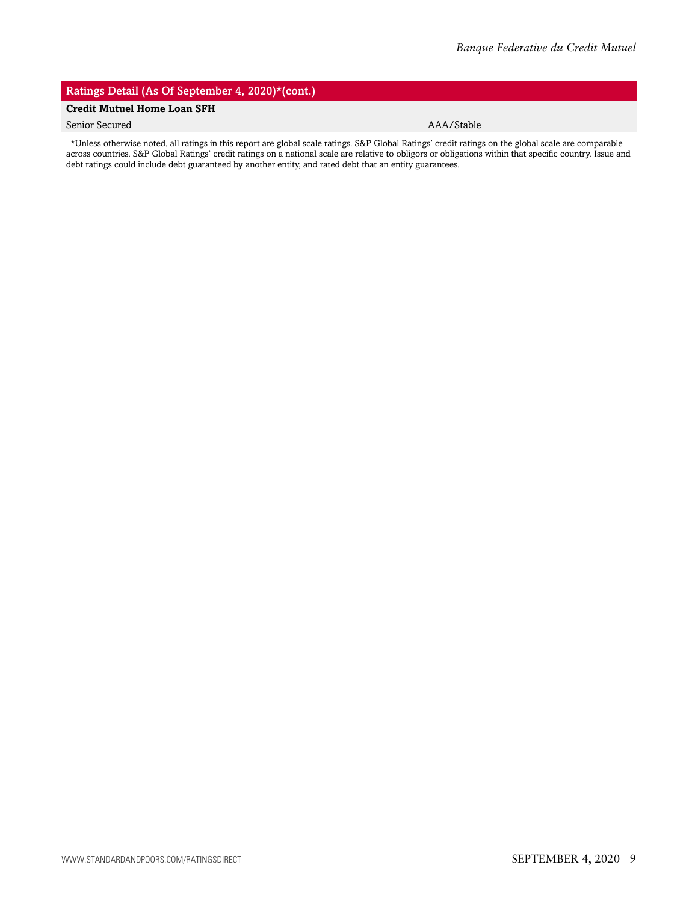| Ratings Detail (As Of September 4, 2020)*(cont.) | |
|---|---|
| **Credit Mutuel Home Loan SFH** | |
| Senior Secured | AAA/Stable |

*Unless otherwise noted, all ratings in this report are global scale ratings. S&P Global Ratings' credit ratings on the global scale are comparable across countries. S&P Global Ratings' credit ratings on a national scale are relative to obligors or obligations within that specific country. Issue and debt ratings could include debt guaranteed by another entity, and rated debt that an entity guarantees.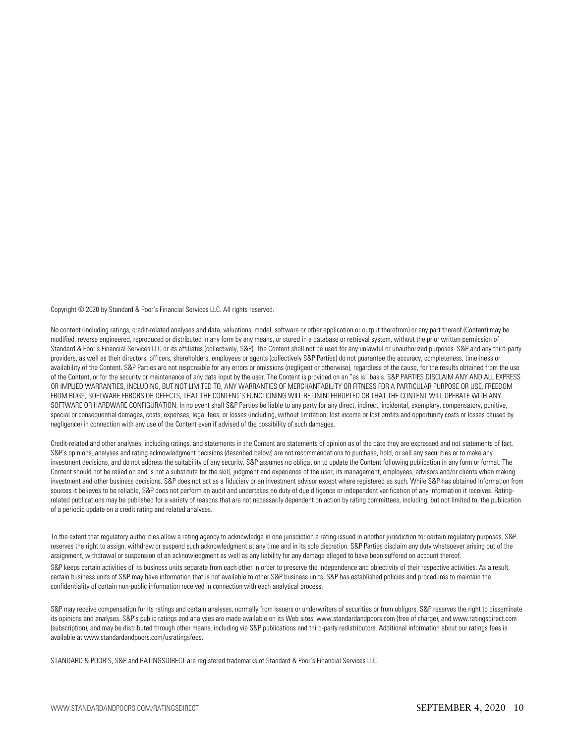Copyright © 2020 by Standard & Poor's Financial Services LLC. All rights reserved.

No content (including ratings, credit-related analyses and data, valuations, model, software or other application or output therefrom) or any part thereof (Content) may be modified, reverse engineered, reproduced or distributed in any form by any means, or stored in a database or retrieval system, without the prior written permission of Standard & Poor's Financial Services LLC or its affiliates (collectively, S&P). The Content shall not be used for any unlawful or unauthorized purposes. S&P and any third-party providers, as well as their directors, officers, shareholders, employees or agents (collectively S&P Parties) do not guarantee the accuracy, completeness, timeliness or availability of the Content. S&P Parties are not responsible for any errors or omissions (negligent or otherwise), regardless of the cause, for the results obtained from the use of the Content, or for the security or maintenance of any data input by the user. The Content is provided on an "as is" basis. S&P PARTIES DISCLAIM ANY AND ALL EXPRESS OR IMPLIED WARRANTIES, INCLUDING, BUT NOT LIMITED TO, ANY WARRANTIES OF MERCHANTABILITY OR FITNESS FOR A PARTICULAR PURPOSE OR USE, FREEDOM FROM BUGS, SOFTWARE ERRORS OR DEFECTS, THAT THE CONTENT'S FUNCTIONING WILL BE UNINTERRUPTED OR THAT THE CONTENT WILL OPERATE WITH ANY SOFTWARE OR HARDWARE CONFIGURATION. In no event shall S&P Parties be liable to any party for any direct, indirect, incidental, exemplary, compensatory, punitive, special or consequential damages, costs, expenses, legal fees, or losses (including, without limitation, lost income or lost profits and opportunity costs or losses caused by negligence) in connection with any use of the Content even if advised of the possibility of such damages.

Credit-related and other analyses, including ratings, and statements in the Content are statements of opinion as of the date they are expressed and not statements of fact. S&P's opinions, analyses and rating acknowledgment decisions (described below) are not recommendations to purchase, hold, or sell any securities or to make any investment decisions, and do not address the suitability of any security. S&P assumes no obligation to update the Content following publication in any form or format. The Content should not be relied on and is not a substitute for the skill, judgment and experience of the user, its management, employees, advisors and/or clients when making investment and other business decisions. S&P does not act as a fiduciary or an investment advisor except where registered as such. While S&P has obtained information from sources it believes to be reliable, S&P does not perform an audit and undertakes no duty of due diligence or independent verification of any information it receives. Rating-related publications may be published for a variety of reasons that are not necessarily dependent on action by rating committees, including, but not limited to, the publication of a periodic update on a credit rating and related analyses.

To the extent that regulatory authorities allow a rating agency to acknowledge in one jurisdiction a rating issued in another jurisdiction for certain regulatory purposes, S&P reserves the right to assign, withdraw or suspend such acknowledgment at any time and in its sole discretion. S&P Parties disclaim any duty whatsoever arising out of the assignment, withdrawal or suspension of an acknowledgment as well as any liability for any damage alleged to have been suffered on account thereof.

S&P keeps certain activities of its business units separate from each other in order to preserve the independence and objectivity of their respective activities. As a result, certain business units of S&P may have information that is not available to other S&P business units. S&P has established policies and procedures to maintain the confidentiality of certain non-public information received in connection with each analytical process.

S&P may receive compensation for its ratings and certain analyses, normally from issuers or underwriters of securities or from obligors. S&P reserves the right to disseminate its opinions and analyses. S&P's public ratings and analyses are made available on its Web sites, www.standardandpoors.com (free of charge), and www.ratingsdirect.com (subscription), and may be distributed through other means, including via S&P publications and third-party redistributors. Additional information about our ratings fees is available at www.standardandpoors.com/usratingsfees.

STANDARD & POOR'S, S&P and RATINGSDIRECT are registered trademarks of Standard & Poor's Financial Services LLC.